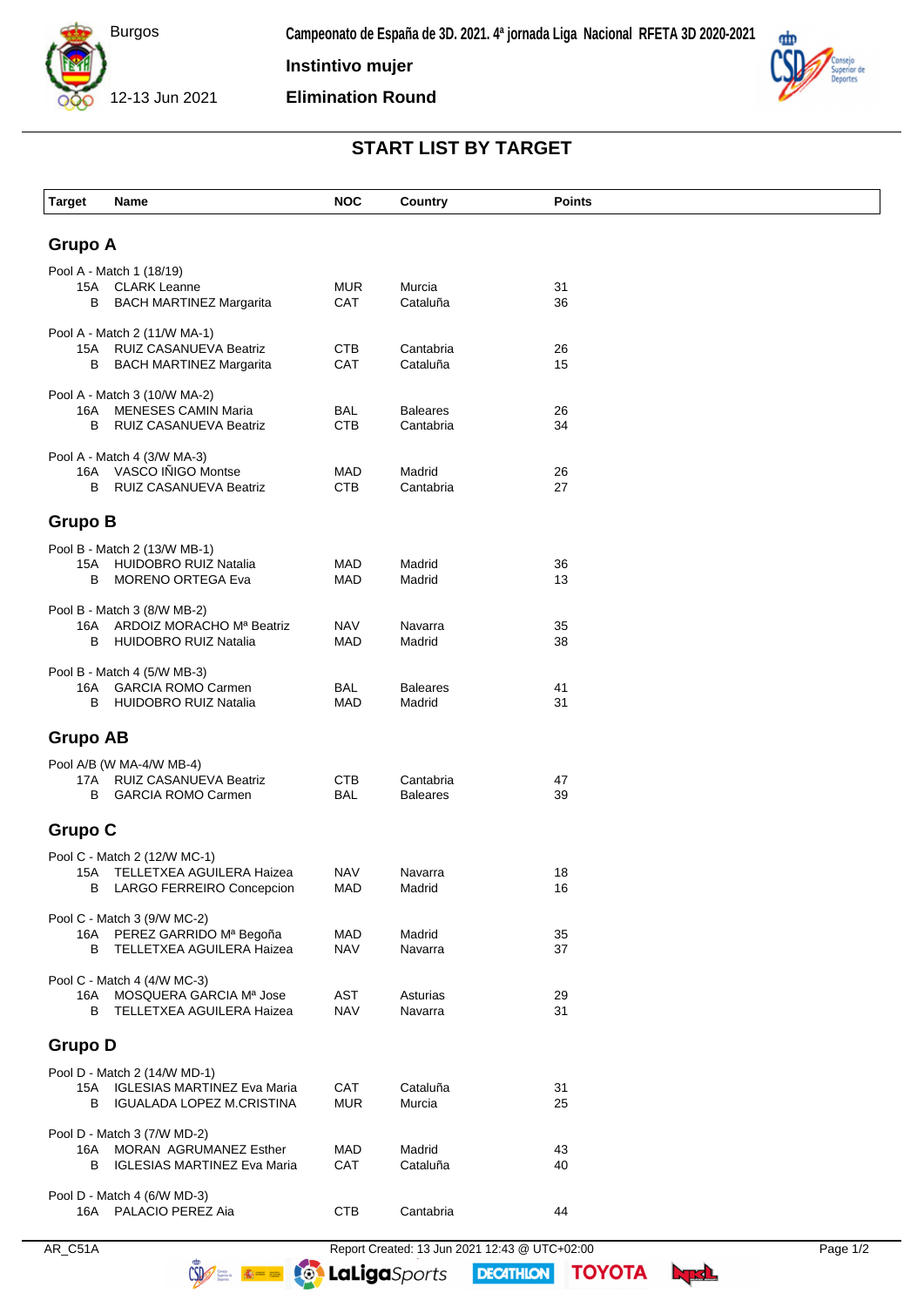Burgos

12-13 Jun 2021

**Campeonato de España de 3D. 2021. 4ª jornada Liga Nacional RFETA 3D 2020-2021**

**Instintivo mujer**

**Elimination Round**

## START LIST BY TARGET

| Target | Name | NOC | Country | Points |
|---|---|---|---|---|

### Grupo A

Pool A - Match 1 (18/19)

| Target | Name | NOC | Country | Points |
|---|---|---|---|---|
| 15A | CLARK Leanne | MUR | Murcia | 31 |
| B | BACH MARTINEZ Margarita | CAT | Cataluña | 36 |

Pool A - Match 2 (11/W MA-1)

| Target | Name | NOC | Country | Points |
|---|---|---|---|---|
| 15A | RUIZ CASANUEVA Beatriz | CTB | Cantabria | 26 |
| B | BACH MARTINEZ Margarita | CAT | Cataluña | 15 |

Pool A - Match 3 (10/W MA-2)

| Target | Name | NOC | Country | Points |
|---|---|---|---|---|
| 16A | MENESES CAMIN Maria | BAL | Baleares | 26 |
| B | RUIZ CASANUEVA Beatriz | CTB | Cantabria | 34 |

Pool A - Match 4 (3/W MA-3)

| Target | Name | NOC | Country | Points |
|---|---|---|---|---|
| 16A | VASCO IÑIGO Montse | MAD | Madrid | 26 |
| B | RUIZ CASANUEVA Beatriz | CTB | Cantabria | 27 |

### Grupo B

Pool B - Match 2 (13/W MB-1)

| Target | Name | NOC | Country | Points |
|---|---|---|---|---|
| 15A | HUIDOBRO RUIZ Natalia | MAD | Madrid | 36 |
| B | MORENO ORTEGA Eva | MAD | Madrid | 13 |

Pool B - Match 3 (8/W MB-2)

| Target | Name | NOC | Country | Points |
|---|---|---|---|---|
| 16A | ARDOIZ MORACHO Mª Beatriz | NAV | Navarra | 35 |
| B | HUIDOBRO RUIZ Natalia | MAD | Madrid | 38 |

Pool B - Match 4 (5/W MB-3)

| Target | Name | NOC | Country | Points |
|---|---|---|---|---|
| 16A | GARCIA ROMO Carmen | BAL | Baleares | 41 |
| B | HUIDOBRO RUIZ Natalia | MAD | Madrid | 31 |

### Grupo AB

Pool A/B (W MA-4/W MB-4)

| Target | Name | NOC | Country | Points |
|---|---|---|---|---|
| 17A | RUIZ CASANUEVA Beatriz | CTB | Cantabria | 47 |
| B | GARCIA ROMO Carmen | BAL | Baleares | 39 |

### Grupo C

Pool C - Match 2 (12/W MC-1)

| Target | Name | NOC | Country | Points |
|---|---|---|---|---|
| 15A | TELLETXEA AGUILERA Haizea | NAV | Navarra | 18 |
| B | LARGO FERREIRO Concepcion | MAD | Madrid | 16 |

Pool C - Match 3 (9/W MC-2)

| Target | Name | NOC | Country | Points |
|---|---|---|---|---|
| 16A | PEREZ GARRIDO Mª Begoña | MAD | Madrid | 35 |
| B | TELLETXEA AGUILERA Haizea | NAV | Navarra | 37 |

Pool C - Match 4 (4/W MC-3)

| Target | Name | NOC | Country | Points |
|---|---|---|---|---|
| 16A | MOSQUERA GARCIA Mª Jose | AST | Asturias | 29 |
| B | TELLETXEA AGUILERA Haizea | NAV | Navarra | 31 |

### Grupo D

Pool D - Match 2 (14/W MD-1)

| Target | Name | NOC | Country | Points |
|---|---|---|---|---|
| 15A | IGLESIAS MARTINEZ Eva Maria | CAT | Cataluña | 31 |
| B | IGUALADA LOPEZ M.CRISTINA | MUR | Murcia | 25 |

Pool D - Match 3 (7/W MD-2)

| Target | Name | NOC | Country | Points |
|---|---|---|---|---|
| 16A | MORAN AGRUMANEZ Esther | MAD | Madrid | 43 |
| B | IGLESIAS MARTINEZ Eva Maria | CAT | Cataluña | 40 |

Pool D - Match 4 (6/W MD-3)

| Target | Name | NOC | Country | Points |
|---|---|---|---|---|
| 16A | PALACIO PEREZ Aia | CTB | Cantabria | 44 |

AR_C51A

Report Created: 13 Jun 2021 12:43 @ UTC+02:00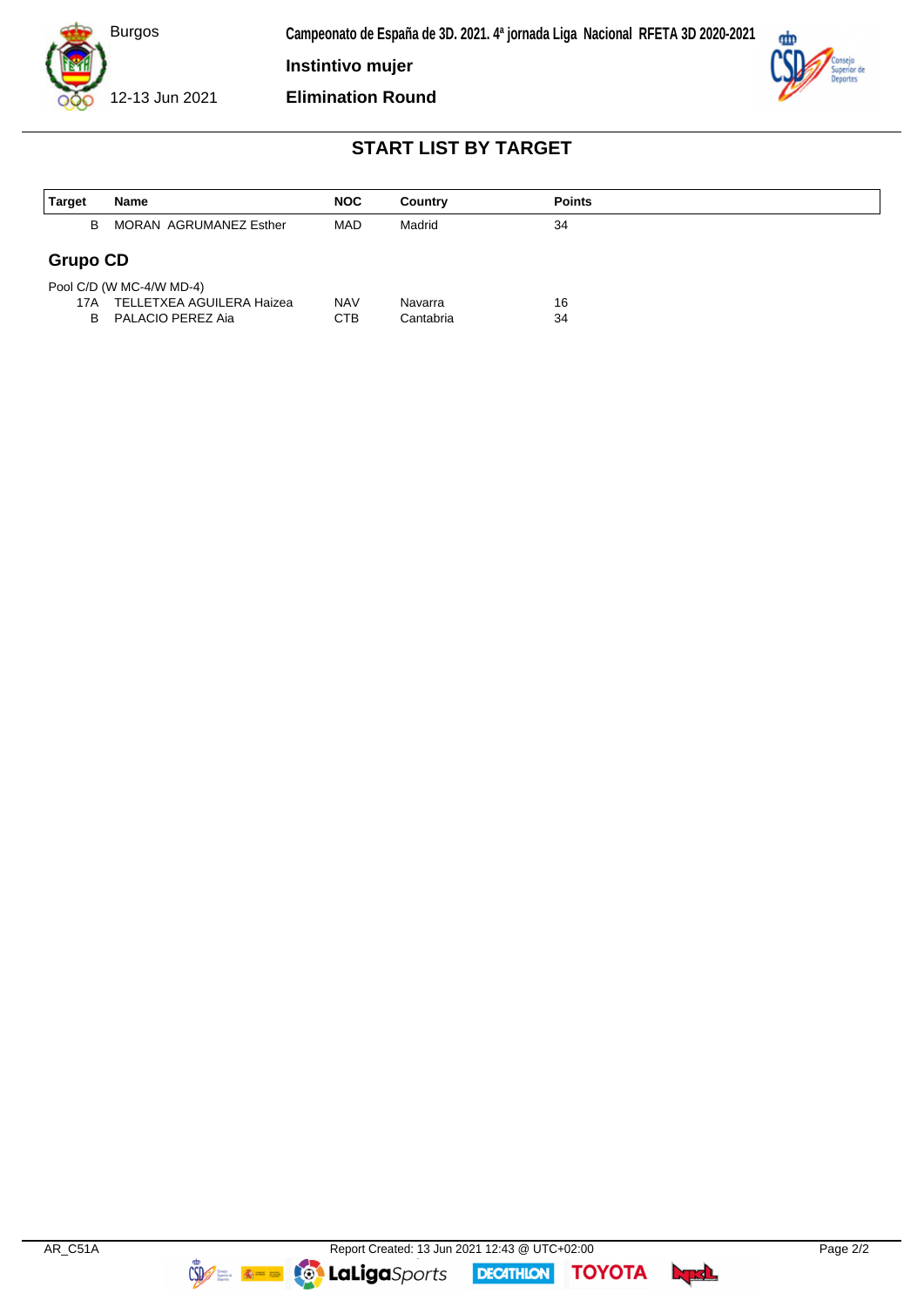# START LIST BY TARGET

| Target | Name | NOC | Country | Points |
|---|---|---|---|---|
| B | MORAN AGRUMANEZ Esther | MAD | Madrid | 34 |

## Grupo CD

Pool C/D (W MC-4/W MD-4)

| Target | Name | NOC | Country | Points |
|---|---|---|---|---|
| 17A | TELLETXEA AGUILERA Haizea | NAV | Navarra | 16 |
| B | PALACIO PEREZ Aia | CTB | Cantabria | 34 |